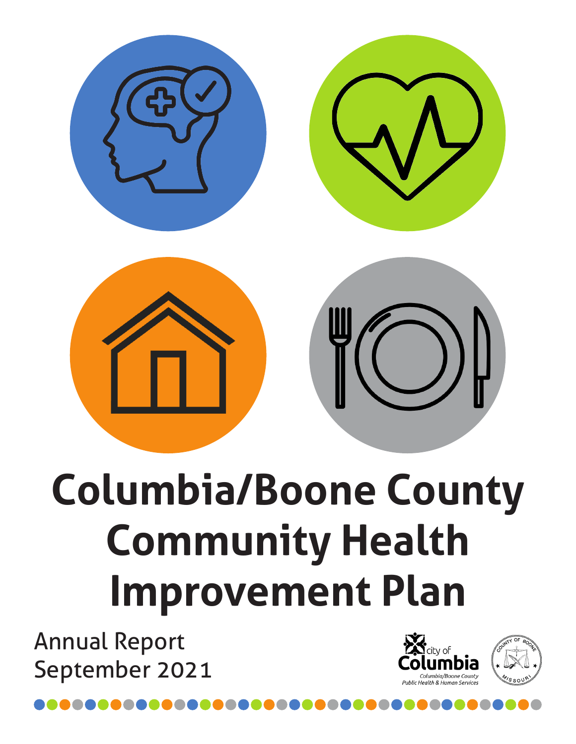# Columbia/Boone County Community Health Improvement Plan

Annual Report
September 2021

city of Columbia
Columbia/Boone County Public Health & Human Services

COUNTY OF BOONE MISSOURI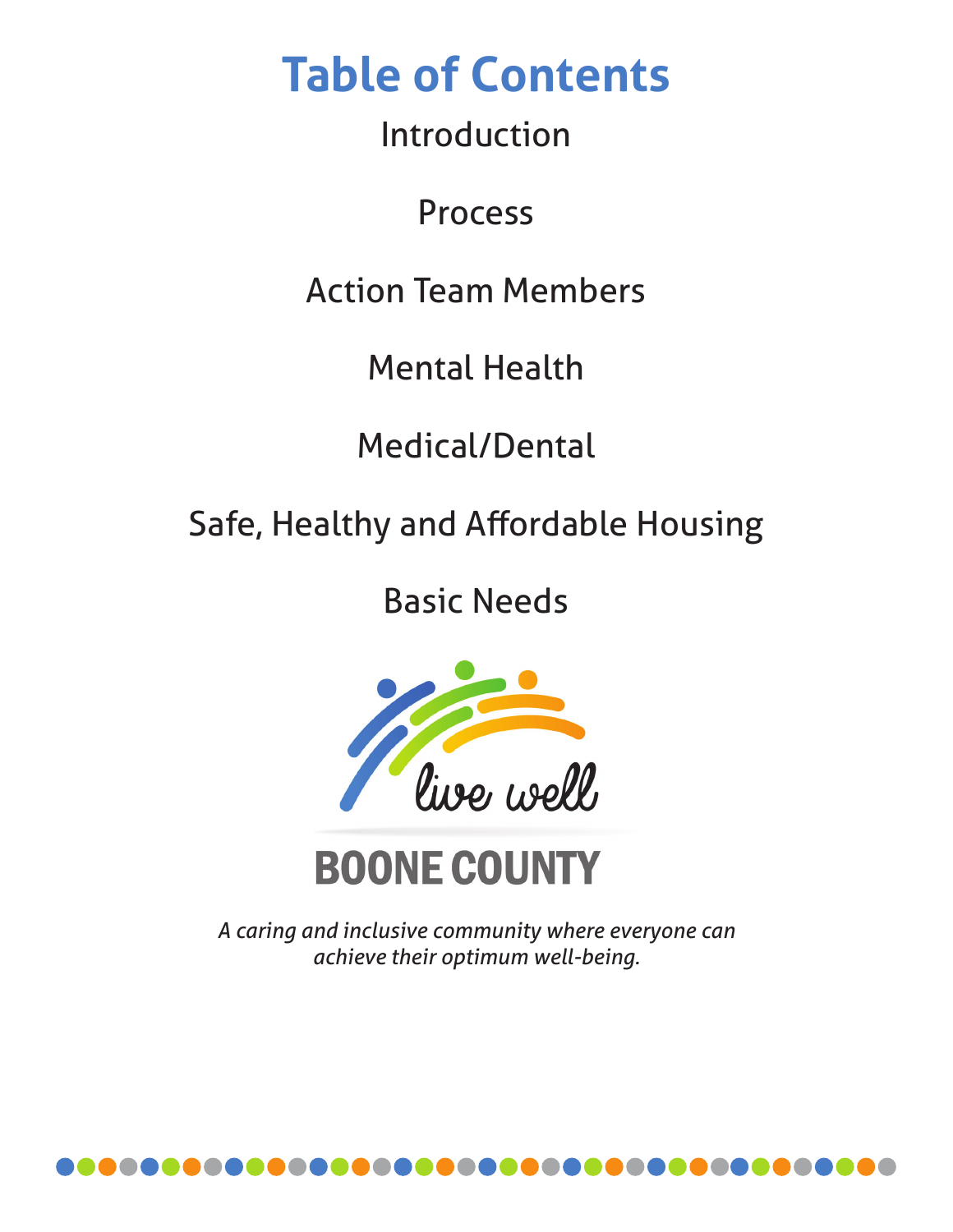# Table of Contents

Introduction

Process

Action Team Members

Mental Health

Medical/Dental

Safe, Healthy and Affordable Housing

Basic Needs

live well

BOONE COUNTY

*A caring and inclusive community where everyone can achieve their optimum well-being.*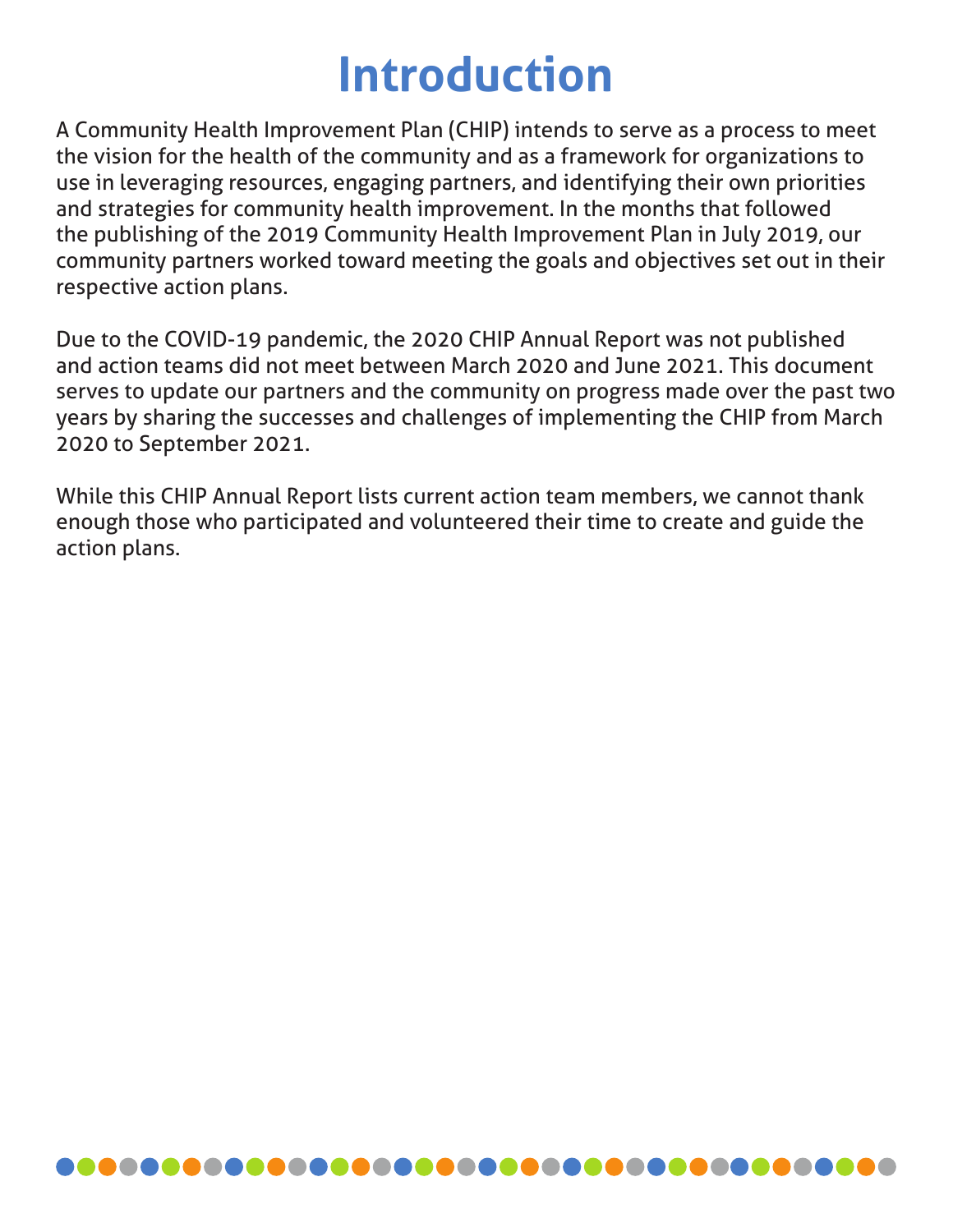# Introduction

A Community Health Improvement Plan (CHIP) intends to serve as a process to meet the vision for the health of the community and as a framework for organizations to use in leveraging resources, engaging partners, and identifying their own priorities and strategies for community health improvement. In the months that followed the publishing of the 2019 Community Health Improvement Plan in July 2019, our community partners worked toward meeting the goals and objectives set out in their respective action plans.

Due to the COVID-19 pandemic, the 2020 CHIP Annual Report was not published and action teams did not meet between March 2020 and June 2021. This document serves to update our partners and the community on progress made over the past two years by sharing the successes and challenges of implementing the CHIP from March 2020 to September 2021.

While this CHIP Annual Report lists current action team members, we cannot thank enough those who participated and volunteered their time to create and guide the action plans.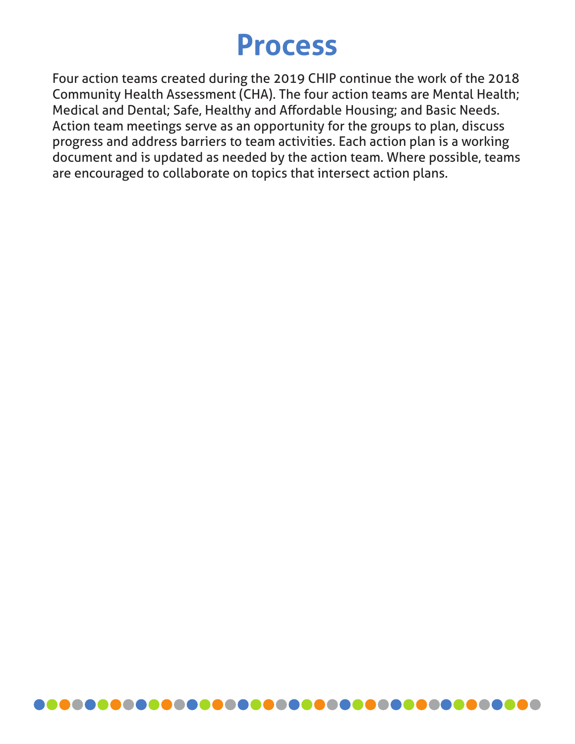# Process

Four action teams created during the 2019 CHIP continue the work of the 2018 Community Health Assessment (CHA). The four action teams are Mental Health; Medical and Dental; Safe, Healthy and Affordable Housing; and Basic Needs. Action team meetings serve as an opportunity for the groups to plan, discuss progress and address barriers to team activities. Each action plan is a working document and is updated as needed by the action team. Where possible, teams are encouraged to collaborate on topics that intersect action plans.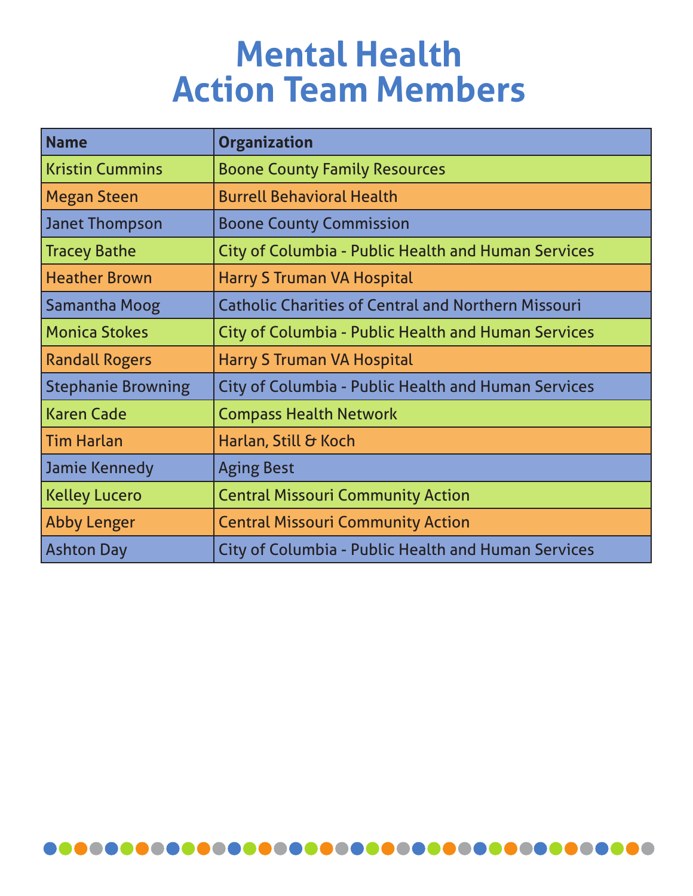# Mental Health Action Team Members

| Name | Organization |
|---|---|
| Kristin Cummins | Boone County Family Resources |
| Megan Steen | Burrell Behavioral Health |
| Janet Thompson | Boone County Commission |
| Tracey Bathe | City of Columbia - Public Health and Human Services |
| Heather Brown | Harry S Truman VA Hospital |
| Samantha Moog | Catholic Charities of Central and Northern Missouri |
| Monica Stokes | City of Columbia - Public Health and Human Services |
| Randall Rogers | Harry S Truman VA Hospital |
| Stephanie Browning | City of Columbia - Public Health and Human Services |
| Karen Cade | Compass Health Network |
| Tim Harlan | Harlan, Still & Koch |
| Jamie Kennedy | Aging Best |
| Kelley Lucero | Central Missouri Community Action |
| Abby Lenger | Central Missouri Community Action |
| Ashton Day | City of Columbia - Public Health and Human Services |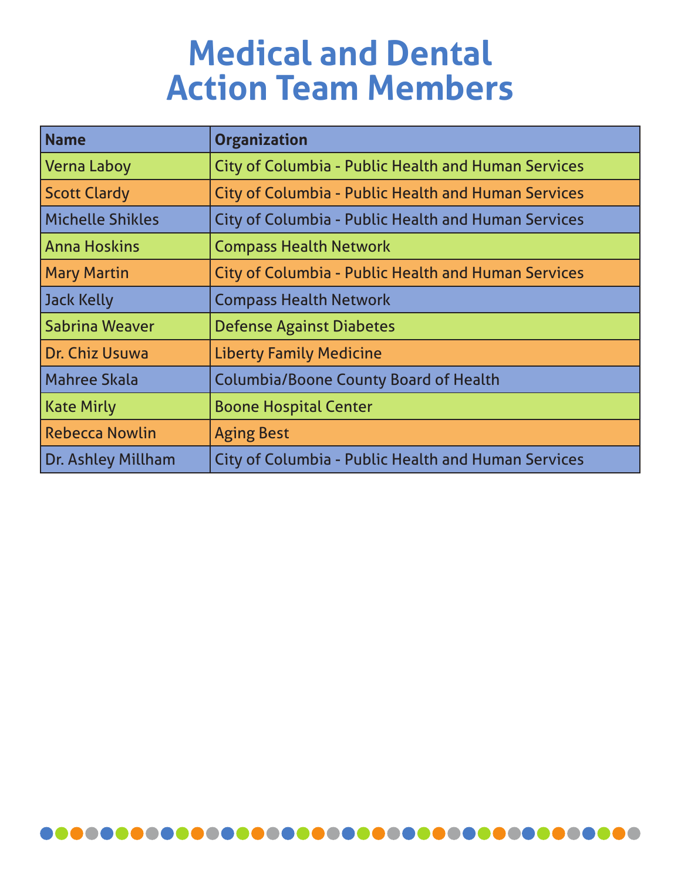# Medical and Dental Action Team Members

| Name | Organization |
|---|---|
| Verna Laboy | City of Columbia - Public Health and Human Services |
| Scott Clardy | City of Columbia - Public Health and Human Services |
| Michelle Shikles | City of Columbia - Public Health and Human Services |
| Anna Hoskins | Compass Health Network |
| Mary Martin | City of Columbia - Public Health and Human Services |
| Jack Kelly | Compass Health Network |
| Sabrina Weaver | Defense Against Diabetes |
| Dr. Chiz Usuwa | Liberty Family Medicine |
| Mahree Skala | Columbia/Boone County Board of Health |
| Kate Mirly | Boone Hospital Center |
| Rebecca Nowlin | Aging Best |
| Dr. Ashley Millham | City of Columbia - Public Health and Human Services |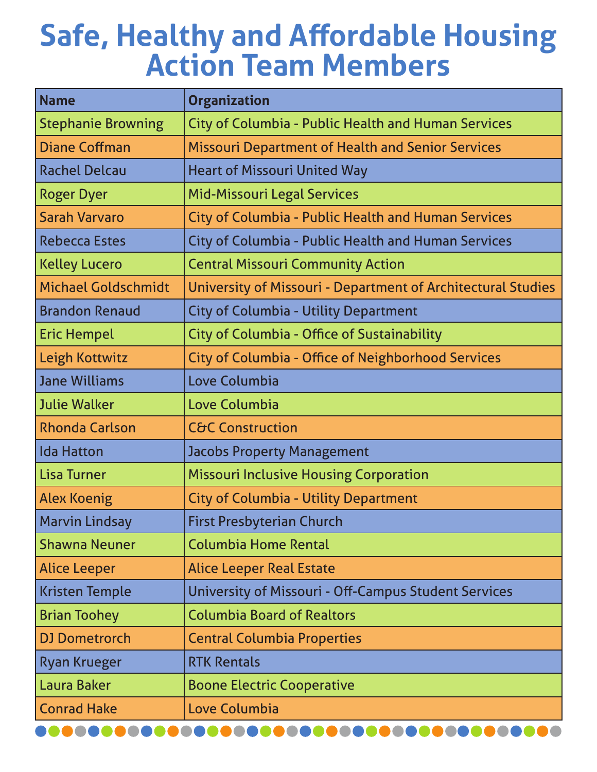# Safe, Healthy and Affordable Housing Action Team Members

| Name | Organization |
|---|---|
| Stephanie Browning | City of Columbia - Public Health and Human Services |
| Diane Coffman | Missouri Department of Health and Senior Services |
| Rachel Delcau | Heart of Missouri United Way |
| Roger Dyer | Mid-Missouri Legal Services |
| Sarah Varvaro | City of Columbia - Public Health and Human Services |
| Rebecca Estes | City of Columbia - Public Health and Human Services |
| Kelley Lucero | Central Missouri Community Action |
| Michael Goldschmidt | University of Missouri - Department of Architectural Studies |
| Brandon Renaud | City of Columbia - Utility Department |
| Eric Hempel | City of Columbia - Office of Sustainability |
| Leigh Kottwitz | City of Columbia - Office of Neighborhood Services |
| Jane Williams | Love Columbia |
| Julie Walker | Love Columbia |
| Rhonda Carlson | C&C Construction |
| Ida Hatton | Jacobs Property Management |
| Lisa Turner | Missouri Inclusive Housing Corporation |
| Alex Koenig | City of Columbia - Utility Department |
| Marvin Lindsay | First Presbyterian Church |
| Shawna Neuner | Columbia Home Rental |
| Alice Leeper | Alice Leeper Real Estate |
| Kristen Temple | University of Missouri - Off-Campus Student Services |
| Brian Toohey | Columbia Board of Realtors |
| DJ Dometrorch | Central Columbia Properties |
| Ryan Krueger | RTK Rentals |
| Laura Baker | Boone Electric Cooperative |
| Conrad Hake | Love Columbia |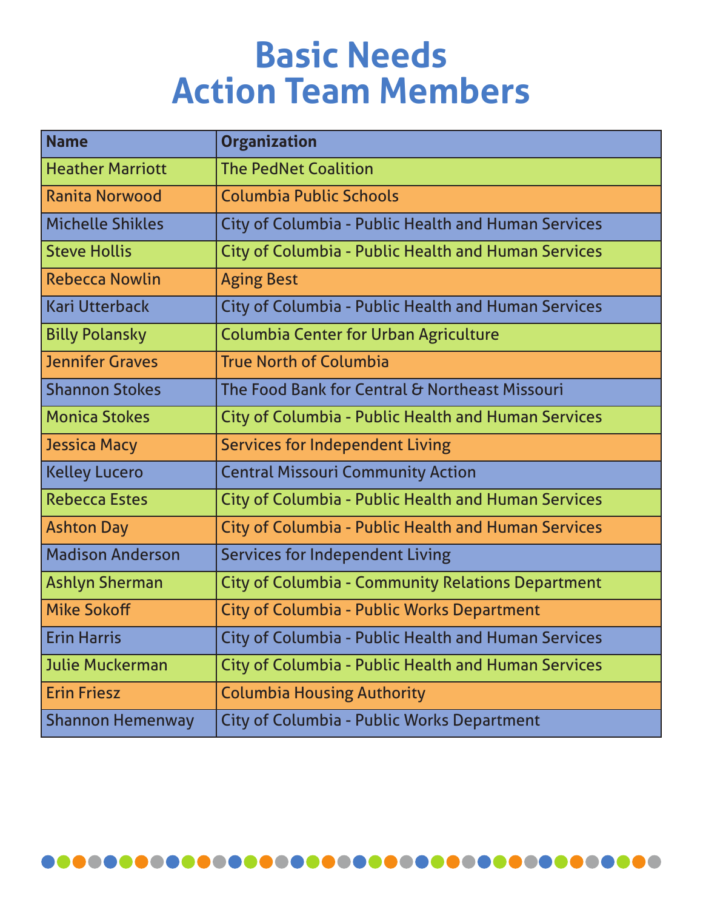# Basic Needs Action Team Members

| Name | Organization |
|---|---|
| Heather Marriott | The PedNet Coalition |
| Ranita Norwood | Columbia Public Schools |
| Michelle Shikles | City of Columbia - Public Health and Human Services |
| Steve Hollis | City of Columbia - Public Health and Human Services |
| Rebecca Nowlin | Aging Best |
| Kari Utterback | City of Columbia - Public Health and Human Services |
| Billy Polansky | Columbia Center for Urban Agriculture |
| Jennifer Graves | True North of Columbia |
| Shannon Stokes | The Food Bank for Central & Northeast Missouri |
| Monica Stokes | City of Columbia - Public Health and Human Services |
| Jessica Macy | Services for Independent Living |
| Kelley Lucero | Central Missouri Community Action |
| Rebecca Estes | City of Columbia - Public Health and Human Services |
| Ashton Day | City of Columbia - Public Health and Human Services |
| Madison Anderson | Services for Independent Living |
| Ashlyn Sherman | City of Columbia - Community Relations Department |
| Mike Sokoff | City of Columbia - Public Works Department |
| Erin Harris | City of Columbia - Public Health and Human Services |
| Julie Muckerman | City of Columbia - Public Health and Human Services |
| Erin Friesz | Columbia Housing Authority |
| Shannon Hemenway | City of Columbia - Public Works Department |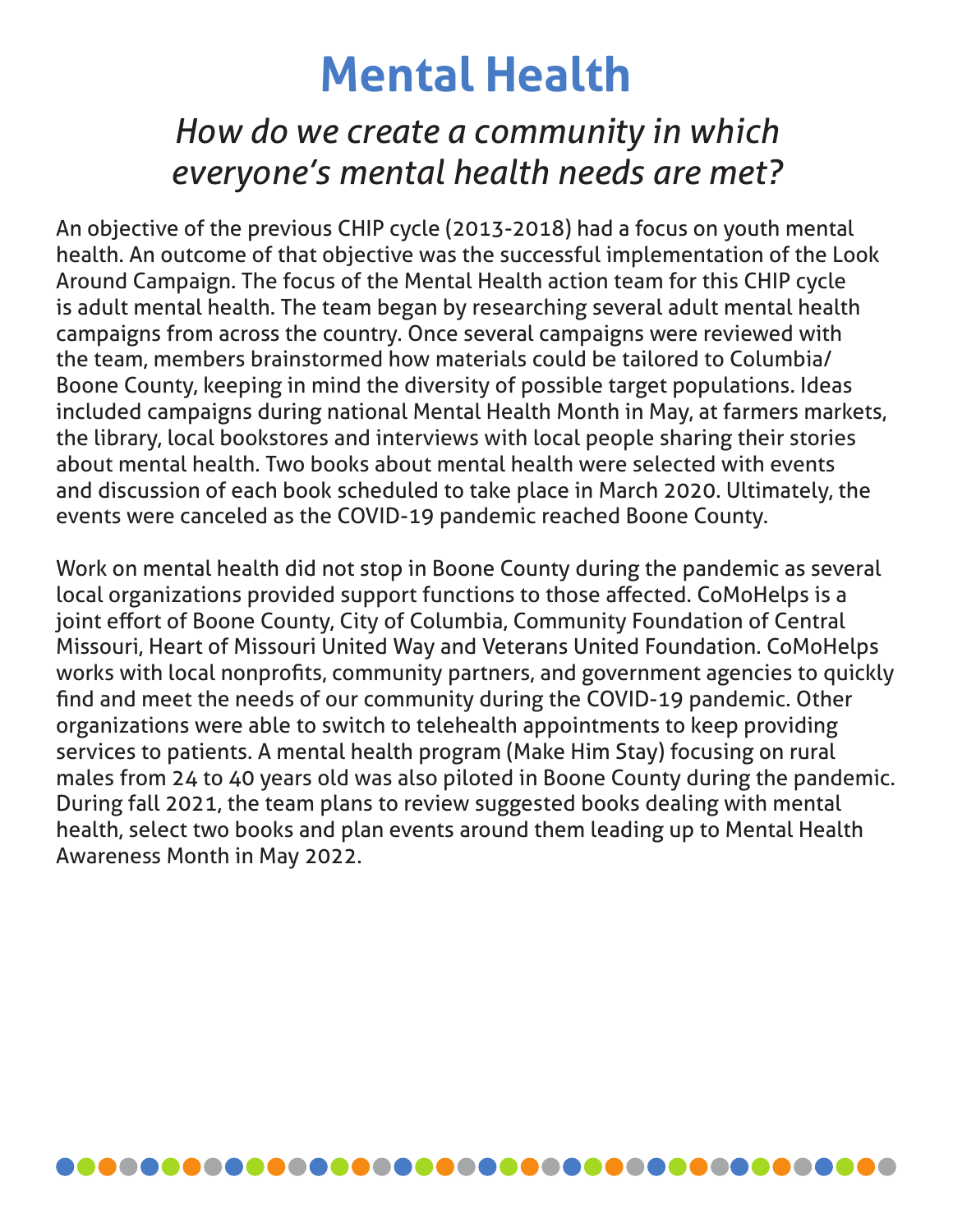# Mental Health

## *How do we create a community in which everyone's mental health needs are met?*

An objective of the previous CHIP cycle (2013-2018) had a focus on youth mental health. An outcome of that objective was the successful implementation of the Look Around Campaign. The focus of the Mental Health action team for this CHIP cycle is adult mental health. The team began by researching several adult mental health campaigns from across the country. Once several campaigns were reviewed with the team, members brainstormed how materials could be tailored to Columbia/Boone County, keeping in mind the diversity of possible target populations. Ideas included campaigns during national Mental Health Month in May, at farmers markets, the library, local bookstores and interviews with local people sharing their stories about mental health. Two books about mental health were selected with events and discussion of each book scheduled to take place in March 2020. Ultimately, the events were canceled as the COVID-19 pandemic reached Boone County.

Work on mental health did not stop in Boone County during the pandemic as several local organizations provided support functions to those affected. CoMoHelps is a joint effort of Boone County, City of Columbia, Community Foundation of Central Missouri, Heart of Missouri United Way and Veterans United Foundation. CoMoHelps works with local nonprofits, community partners, and government agencies to quickly find and meet the needs of our community during the COVID-19 pandemic. Other organizations were able to switch to telehealth appointments to keep providing services to patients. A mental health program (Make Him Stay) focusing on rural males from 24 to 40 years old was also piloted in Boone County during the pandemic. During fall 2021, the team plans to review suggested books dealing with mental health, select two books and plan events around them leading up to Mental Health Awareness Month in May 2022.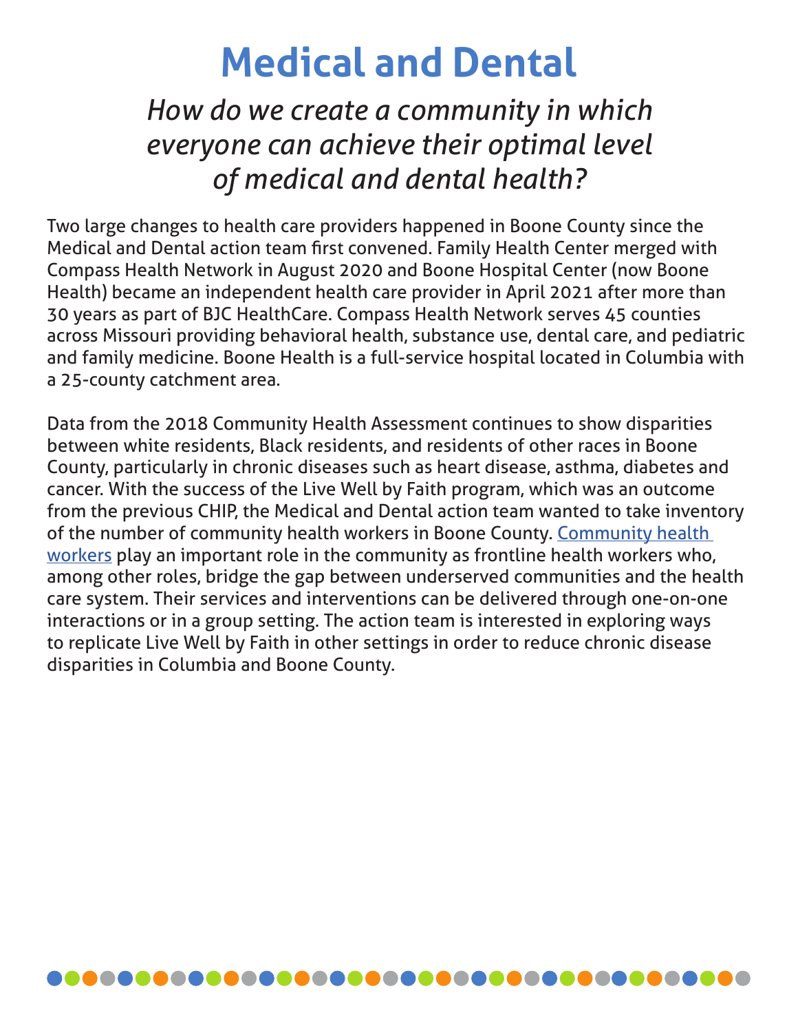# Medical and Dental

*How do we create a community in which everyone can achieve their optimal level of medical and dental health?*

Two large changes to health care providers happened in Boone County since the Medical and Dental action team first convened. Family Health Center merged with Compass Health Network in August 2020 and Boone Hospital Center (now Boone Health) became an independent health care provider in April 2021 after more than 30 years as part of BJC HealthCare. Compass Health Network serves 45 counties across Missouri providing behavioral health, substance use, dental care, and pediatric and family medicine. Boone Health is a full-service hospital located in Columbia with a 25-county catchment area.

Data from the 2018 Community Health Assessment continues to show disparities between white residents, Black residents, and residents of other races in Boone County, particularly in chronic diseases such as heart disease, asthma, diabetes and cancer. With the success of the Live Well by Faith program, which was an outcome from the previous CHIP, the Medical and Dental action team wanted to take inventory of the number of community health workers in Boone County. Community health workers play an important role in the community as frontline health workers who, among other roles, bridge the gap between underserved communities and the health care system. Their services and interventions can be delivered through one-on-one interactions or in a group setting. The action team is interested in exploring ways to replicate Live Well by Faith in other settings in order to reduce chronic disease disparities in Columbia and Boone County.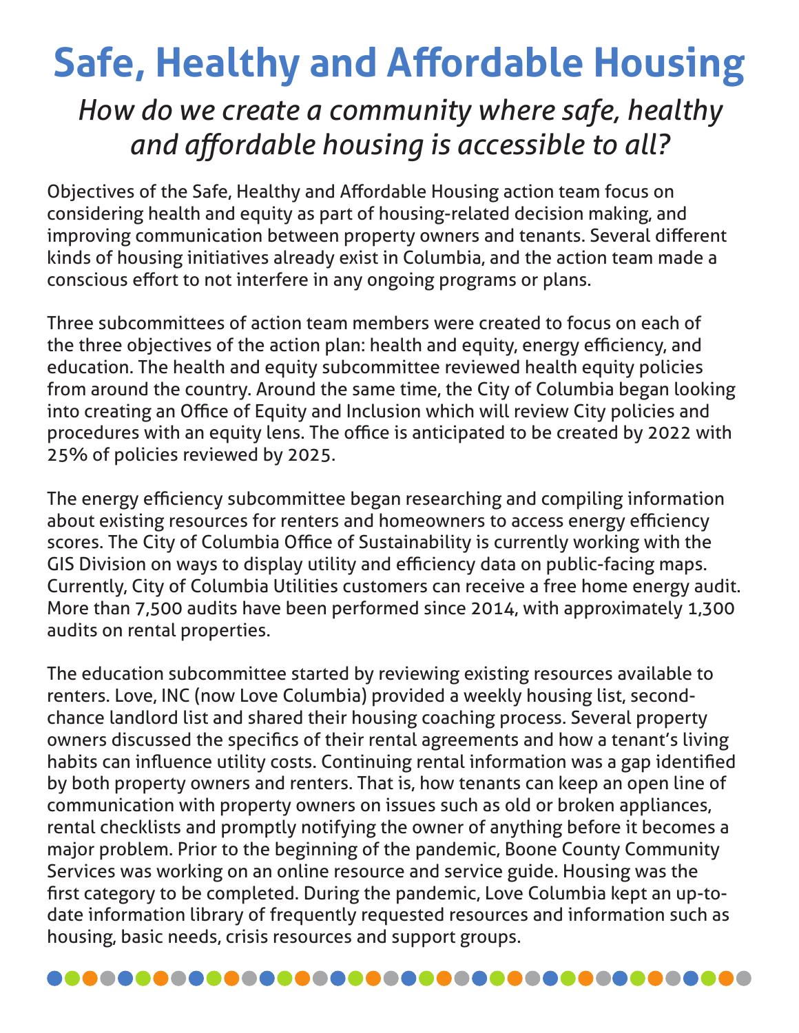# Safe, Healthy and Affordable Housing

*How do we create a community where safe, healthy and affordable housing is accessible to all?*

Objectives of the Safe, Healthy and Affordable Housing action team focus on considering health and equity as part of housing-related decision making, and improving communication between property owners and tenants. Several different kinds of housing initiatives already exist in Columbia, and the action team made a conscious effort to not interfere in any ongoing programs or plans.

Three subcommittees of action team members were created to focus on each of the three objectives of the action plan: health and equity, energy efficiency, and education. The health and equity subcommittee reviewed health equity policies from around the country. Around the same time, the City of Columbia began looking into creating an Office of Equity and Inclusion which will review City policies and procedures with an equity lens. The office is anticipated to be created by 2022 with 25% of policies reviewed by 2025.

The energy efficiency subcommittee began researching and compiling information about existing resources for renters and homeowners to access energy efficiency scores. The City of Columbia Office of Sustainability is currently working with the GIS Division on ways to display utility and efficiency data on public-facing maps. Currently, City of Columbia Utilities customers can receive a free home energy audit. More than 7,500 audits have been performed since 2014, with approximately 1,300 audits on rental properties.

The education subcommittee started by reviewing existing resources available to renters. Love, INC (now Love Columbia) provided a weekly housing list, second-chance landlord list and shared their housing coaching process. Several property owners discussed the specifics of their rental agreements and how a tenant's living habits can influence utility costs. Continuing rental information was a gap identified by both property owners and renters. That is, how tenants can keep an open line of communication with property owners on issues such as old or broken appliances, rental checklists and promptly notifying the owner of anything before it becomes a major problem. Prior to the beginning of the pandemic, Boone County Community Services was working on an online resource and service guide. Housing was the first category to be completed. During the pandemic, Love Columbia kept an up-to-date information library of frequently requested resources and information such as housing, basic needs, crisis resources and support groups.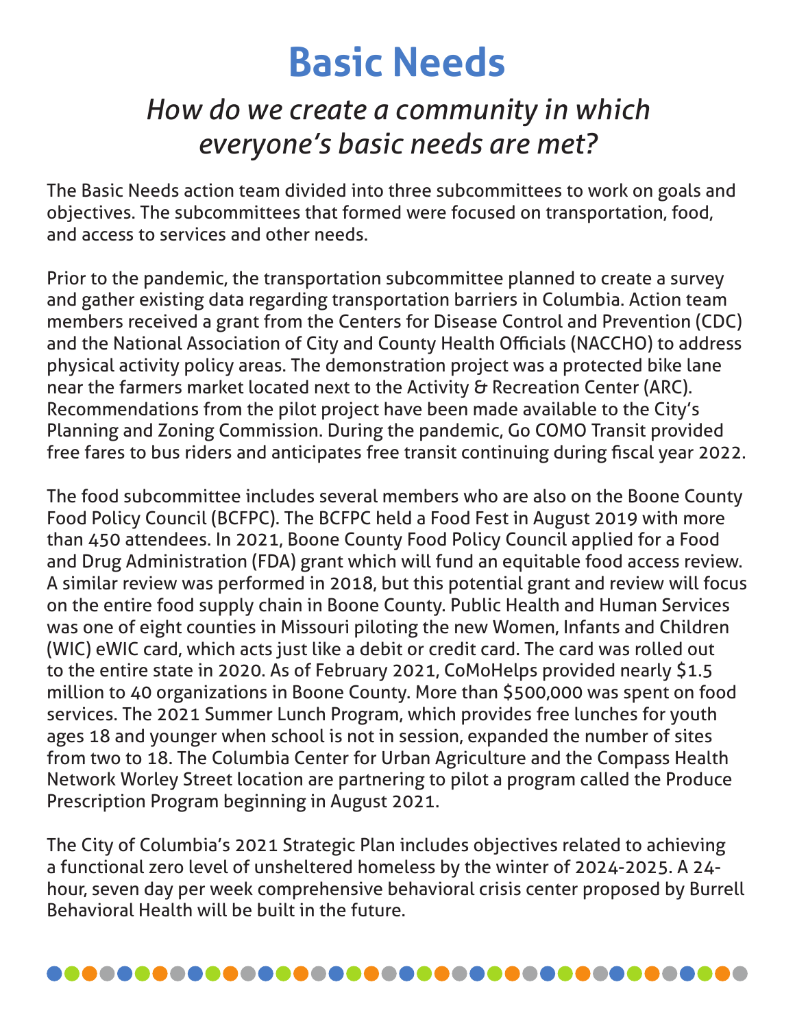# Basic Needs

## *How do we create a community in which everyone's basic needs are met?*

The Basic Needs action team divided into three subcommittees to work on goals and objectives. The subcommittees that formed were focused on transportation, food, and access to services and other needs.

Prior to the pandemic, the transportation subcommittee planned to create a survey and gather existing data regarding transportation barriers in Columbia. Action team members received a grant from the Centers for Disease Control and Prevention (CDC) and the National Association of City and County Health Officials (NACCHO) to address physical activity policy areas. The demonstration project was a protected bike lane near the farmers market located next to the Activity & Recreation Center (ARC). Recommendations from the pilot project have been made available to the City's Planning and Zoning Commission. During the pandemic, Go COMO Transit provided free fares to bus riders and anticipates free transit continuing during fiscal year 2022.

The food subcommittee includes several members who are also on the Boone County Food Policy Council (BCFPC). The BCFPC held a Food Fest in August 2019 with more than 450 attendees. In 2021, Boone County Food Policy Council applied for a Food and Drug Administration (FDA) grant which will fund an equitable food access review. A similar review was performed in 2018, but this potential grant and review will focus on the entire food supply chain in Boone County. Public Health and Human Services was one of eight counties in Missouri piloting the new Women, Infants and Children (WIC) eWIC card, which acts just like a debit or credit card. The card was rolled out to the entire state in 2020. As of February 2021, CoMoHelps provided nearly $1.5 million to 40 organizations in Boone County. More than $500,000 was spent on food services. The 2021 Summer Lunch Program, which provides free lunches for youth ages 18 and younger when school is not in session, expanded the number of sites from two to 18. The Columbia Center for Urban Agriculture and the Compass Health Network Worley Street location are partnering to pilot a program called the Produce Prescription Program beginning in August 2021.

The City of Columbia's 2021 Strategic Plan includes objectives related to achieving a functional zero level of unsheltered homeless by the winter of 2024-2025. A 24-hour, seven day per week comprehensive behavioral crisis center proposed by Burrell Behavioral Health will be built in the future.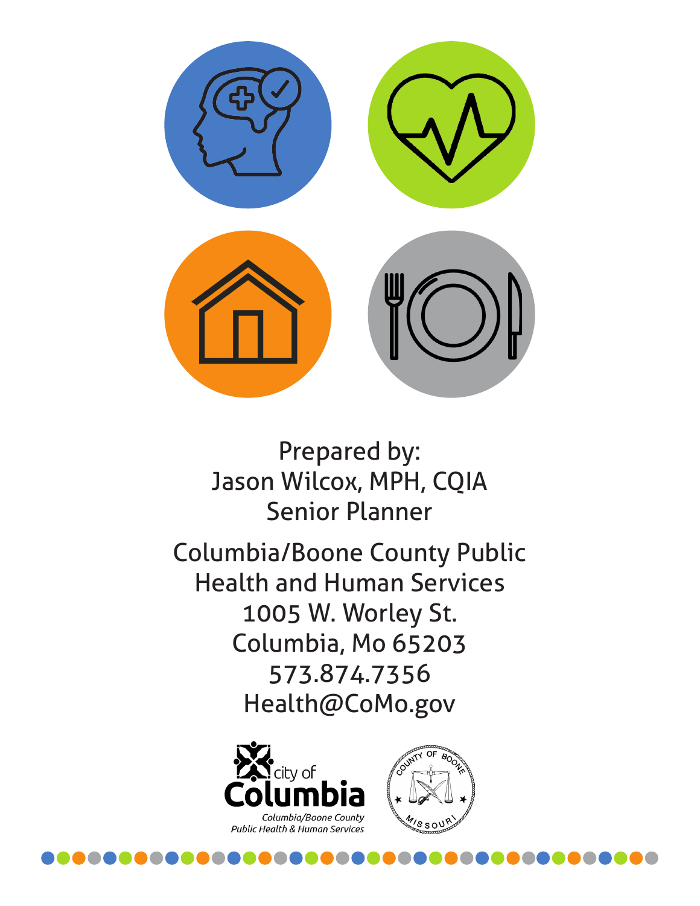Prepared by:
Jason Wilcox, MPH, CQIA
Senior Planner

Columbia/Boone County Public Health and Human Services
1005 W. Worley St.
Columbia, Mo 65203
573.874.7356
Health@CoMo.gov

city of Columbia
Columbia/Boone County Public Health & Human Services

COUNTY OF BOONE MISSOURI